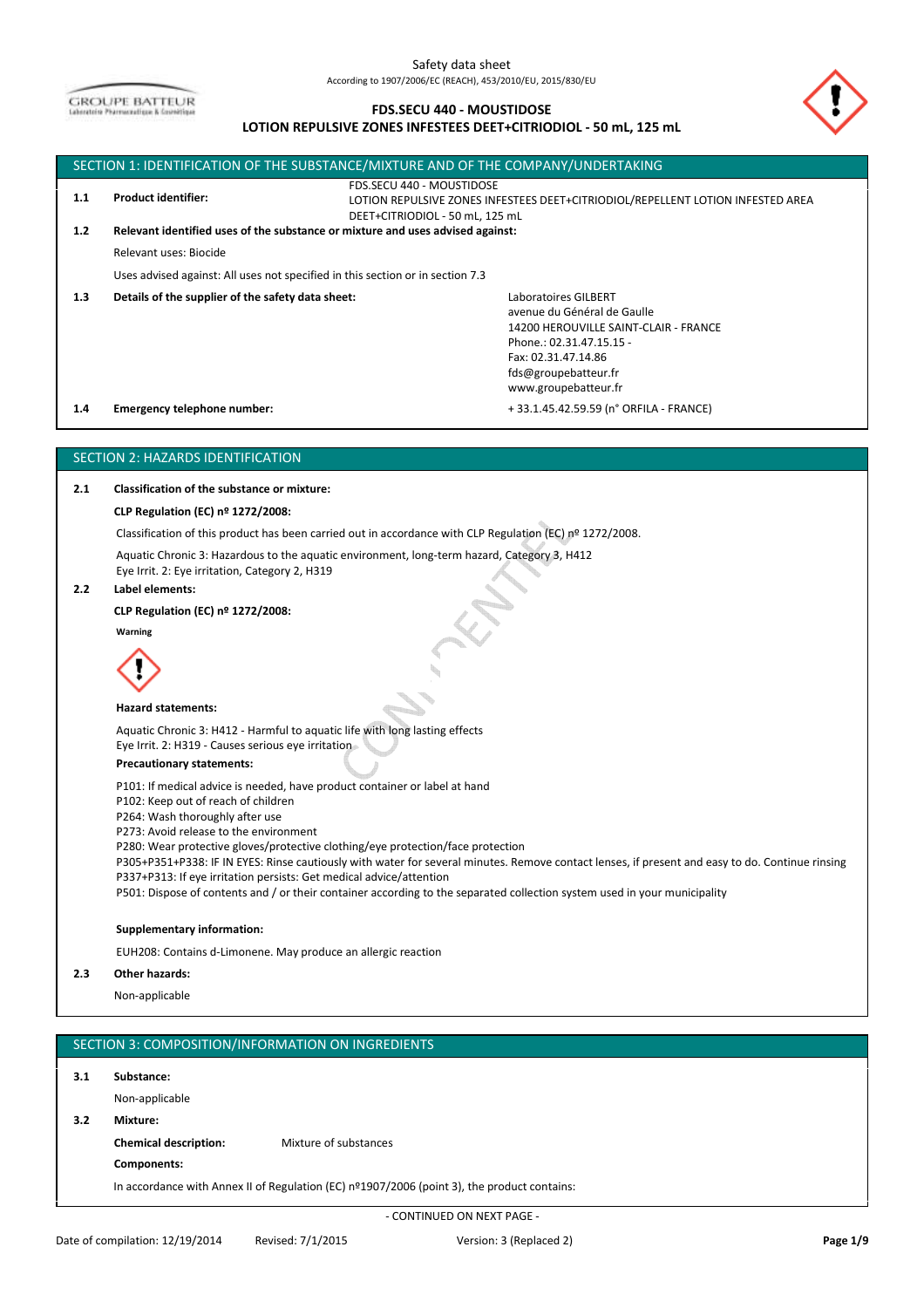Safety data sheet
According to 1907/2006/EC (REACH), 453/2010/EU, 2015/830/EU

# FDS.SECU 440 - MOUSTIDOSE
## LOTION REPULSIVE ZONES INFESTEES DEET+CITRIODIOL - 50 mL, 125 mL

## SECTION 1: IDENTIFICATION OF THE SUBSTANCE/MIXTURE AND OF THE COMPANY/UNDERTAKING

**1.1 Product identifier:** FDS.SECU 440 - MOUSTIDOSE
LOTION REPULSIVE ZONES INFESTEES DEET+CITRIODIOL/REPELLENT LOTION INFESTED AREA DEET+CITRIODIOL - 50 mL, 125 mL

**1.2 Relevant identified uses of the substance or mixture and uses advised against:**

Relevant uses: Biocide

Uses advised against: All uses not specified in this section or in section 7.3

**1.3 Details of the supplier of the safety data sheet:**

Laboratoires GILBERT
avenue du Général de Gaulle
14200 HEROUVILLE SAINT-CLAIR - FRANCE
Phone.: 02.31.47.15.15 -
Fax: 02.31.47.14.86
fds@groupebatteur.fr
www.groupebatteur.fr

**1.4 Emergency telephone number:** + 33.1.45.42.59.59 (n° ORFILA - FRANCE)

## SECTION 2: HAZARDS IDENTIFICATION

**2.1 Classification of the substance or mixture:**

**CLP Regulation (EC) nº 1272/2008:**

Classification of this product has been carried out in accordance with CLP Regulation (EC) nº 1272/2008.

Aquatic Chronic 3: Hazardous to the aquatic environment, long-term hazard, Category 3, H412
Eye Irrit. 2: Eye irritation, Category 2, H319

**2.2 Label elements:**

**CLP Regulation (EC) nº 1272/2008:**

**Warning**

**Hazard statements:**

Aquatic Chronic 3: H412 - Harmful to aquatic life with long lasting effects
Eye Irrit. 2: H319 - Causes serious eye irritation

**Precautionary statements:**

P101: If medical advice is needed, have product container or label at hand
P102: Keep out of reach of children
P264: Wash thoroughly after use
P273: Avoid release to the environment
P280: Wear protective gloves/protective clothing/eye protection/face protection
P305+P351+P338: IF IN EYES: Rinse cautiously with water for several minutes. Remove contact lenses, if present and easy to do. Continue rinsing
P337+P313: If eye irritation persists: Get medical advice/attention
P501: Dispose of contents and / or their container according to the separated collection system used in your municipality

**Supplementary information:**

EUH208: Contains d-Limonene. May produce an allergic reaction

**2.3 Other hazards:**

Non-applicable

## SECTION 3: COMPOSITION/INFORMATION ON INGREDIENTS

**3.1 Substance:**

Non-applicable

**3.2 Mixture:**

**Chemical description:** Mixture of substances

**Components:**

In accordance with Annex II of Regulation (EC) nº1907/2006 (point 3), the product contains:

- CONTINUED ON NEXT PAGE -

Date of compilation: 12/19/2014 Revised: 7/1/2015 Version: 3 (Replaced 2)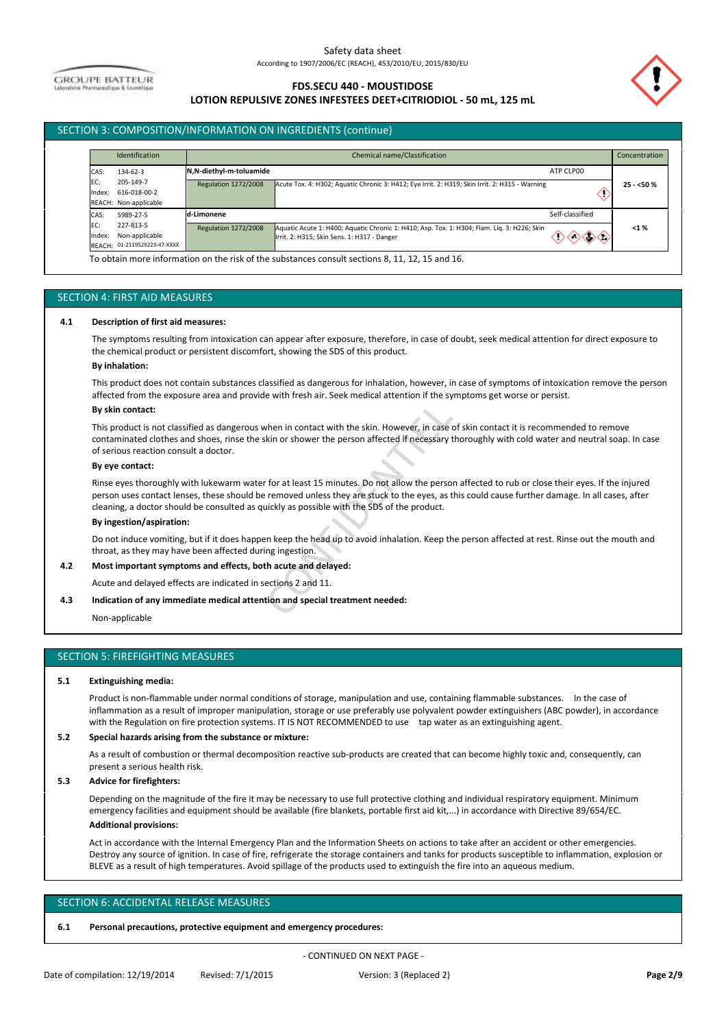## SECTION 3: COMPOSITION/INFORMATION ON INGREDIENTS (continue)

| Identification | Chemical name/Classification | | Concentration |
|---|---|---|---|
| CAS: 134-62-3<br>EC: 205-149-7<br>Index: 616-018-00-2<br>REACH: Non-applicable | **N,N-diethyl-m-toluamide** | ATP CLP00 | 25 - <50 % |
| | Regulation 1272/2008 | Acute Tox. 4: H302; Aquatic Chronic 3: H412; Eye Irrit. 2: H319; Skin Irrit. 2: H315 - Warning | |
| CAS: 5989-27-5<br>EC: 227-813-5<br>Index: Non-applicable<br>REACH: 01-2119529223-47-XXXX | **d-Limonene** | Self-classified | <1 % |
| | Regulation 1272/2008 | Aquatic Acute 1: H400; Aquatic Chronic 1: H410; Asp. Tox. 1: H304; Flam. Liq. 3: H226; Skin Irrit. 2: H315; Skin Sens. 1: H317 - Danger | |

To obtain more information on the risk of the substances consult sections 8, 11, 12, 15 and 16.

## SECTION 4: FIRST AID MEASURES

**4.1 Description of first aid measures:**

The symptoms resulting from intoxication can appear after exposure, therefore, in case of doubt, seek medical attention for direct exposure to the chemical product or persistent discomfort, showing the SDS of this product.

**By inhalation:**

This product does not contain substances classified as dangerous for inhalation, however, in case of symptoms of intoxication remove the person affected from the exposure area and provide with fresh air. Seek medical attention if the symptoms get worse or persist.

**By skin contact:**

This product is not classified as dangerous when in contact with the skin. However, in case of skin contact it is recommended to remove contaminated clothes and shoes, rinse the skin or shower the person affected if necessary thoroughly with cold water and neutral soap. In case of serious reaction consult a doctor.

**By eye contact:**

Rinse eyes thoroughly with lukewarm water for at least 15 minutes. Do not allow the person affected to rub or close their eyes. If the injured person uses contact lenses, these should be removed unless they are stuck to the eyes, as this could cause further damage. In all cases, after cleaning, a doctor should be consulted as quickly as possible with the SDS of the product.

**By ingestion/aspiration:**

Do not induce vomiting, but if it does happen keep the head up to avoid inhalation. Keep the person affected at rest. Rinse out the mouth and throat, as they may have been affected during ingestion.

**4.2 Most important symptoms and effects, both acute and delayed:**

Acute and delayed effects are indicated in sections 2 and 11.

**4.3 Indication of any immediate medical attention and special treatment needed:**

Non-applicable

## SECTION 5: FIREFIGHTING MEASURES

**5.1 Extinguishing media:**

Product is non-flammable under normal conditions of storage, manipulation and use, containing flammable substances. In the case of inflammation as a result of improper manipulation, storage or use preferably use polyvalent powder extinguishers (ABC powder), in accordance with the Regulation on fire protection systems. IT IS NOT RECOMMENDED to use tap water as an extinguishing agent.

**5.2 Special hazards arising from the substance or mixture:**

As a result of combustion or thermal decomposition reactive sub-products are created that can become highly toxic and, consequently, can present a serious health risk.

**5.3 Advice for firefighters:**

Depending on the magnitude of the fire it may be necessary to use full protective clothing and individual respiratory equipment. Minimum emergency facilities and equipment should be available (fire blankets, portable first aid kit,...) in accordance with Directive 89/654/EC.

**Additional provisions:**

Act in accordance with the Internal Emergency Plan and the Information Sheets on actions to take after an accident or other emergencies. Destroy any source of ignition. In case of fire, refrigerate the storage containers and tanks for products susceptible to inflammation, explosion or BLEVE as a result of high temperatures. Avoid spillage of the products used to extinguish the fire into an aqueous medium.

## SECTION 6: ACCIDENTAL RELEASE MEASURES

**6.1 Personal precautions, protective equipment and emergency procedures:**

- CONTINUED ON NEXT PAGE -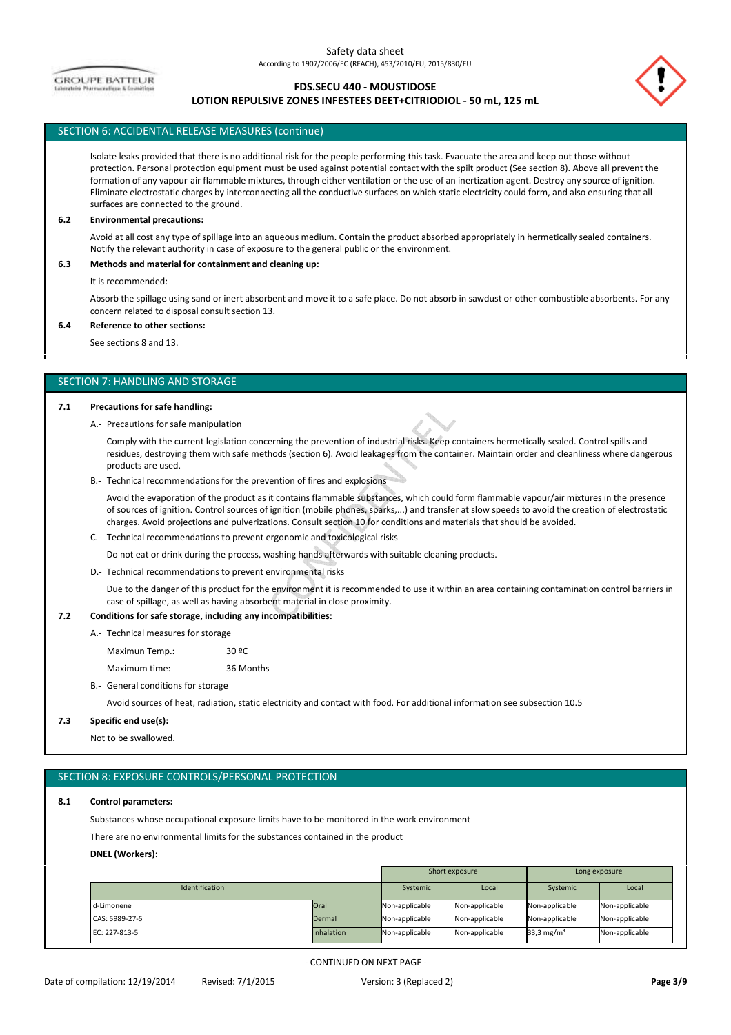## SECTION 6: ACCIDENTAL RELEASE MEASURES (continue)

Isolate leaks provided that there is no additional risk for the people performing this task. Evacuate the area and keep out those without protection. Personal protection equipment must be used against potential contact with the spilt product (See section 8). Above all prevent the formation of any vapour-air flammable mixtures, through either ventilation or the use of an inertization agent. Destroy any source of ignition. Eliminate electrostatic charges by interconnecting all the conductive surfaces on which static electricity could form, and also ensuring that all surfaces are connected to the ground.

**6.2 Environmental precautions:**

Avoid at all cost any type of spillage into an aqueous medium. Contain the product absorbed appropriately in hermetically sealed containers. Notify the relevant authority in case of exposure to the general public or the environment.

**6.3 Methods and material for containment and cleaning up:**

It is recommended:

Absorb the spillage using sand or inert absorbent and move it to a safe place. Do not absorb in sawdust or other combustible absorbents. For any concern related to disposal consult section 13.

**6.4 Reference to other sections:**

See sections 8 and 13.

## SECTION 7: HANDLING AND STORAGE

**7.1 Precautions for safe handling:**

A.- Precautions for safe manipulation

Comply with the current legislation concerning the prevention of industrial risks. Keep containers hermetically sealed. Control spills and residues, destroying them with safe methods (section 6). Avoid leakages from the container. Maintain order and cleanliness where dangerous products are used.

B.- Technical recommendations for the prevention of fires and explosions

Avoid the evaporation of the product as it contains flammable substances, which could form flammable vapour/air mixtures in the presence of sources of ignition. Control sources of ignition (mobile phones, sparks,...) and transfer at slow speeds to avoid the creation of electrostatic charges. Avoid projections and pulverizations. Consult section 10 for conditions and materials that should be avoided.

C.- Technical recommendations to prevent ergonomic and toxicological risks

Do not eat or drink during the process, washing hands afterwards with suitable cleaning products.

D.- Technical recommendations to prevent environmental risks

Due to the danger of this product for the environment it is recommended to use it within an area containing contamination control barriers in case of spillage, as well as having absorbent material in close proximity.

**7.2 Conditions for safe storage, including any incompatibilities:**

A.- Technical measures for storage

Maximun Temp.: 30 ºC

Maximum time: 36 Months

B.- General conditions for storage

Avoid sources of heat, radiation, static electricity and contact with food. For additional information see subsection 10.5

**7.3 Specific end use(s):**

Not to be swallowed.

## SECTION 8: EXPOSURE CONTROLS/PERSONAL PROTECTION

**8.1 Control parameters:**

Substances whose occupational exposure limits have to be monitored in the work environment

There are no environmental limits for the substances contained in the product

**DNEL (Workers):**

| | | Short exposure | | Long exposure | |
|---|---|---|---|---|---|
| Identification | | Systemic | Local | Systemic | Local |
| d-Limonene | Oral | Non-applicable | Non-applicable | Non-applicable | Non-applicable |
| CAS: 5989-27-5 | Dermal | Non-applicable | Non-applicable | Non-applicable | Non-applicable |
| EC: 227-813-5 | Inhalation | Non-applicable | Non-applicable | 33,3 mg/m³ | Non-applicable |

- CONTINUED ON NEXT PAGE -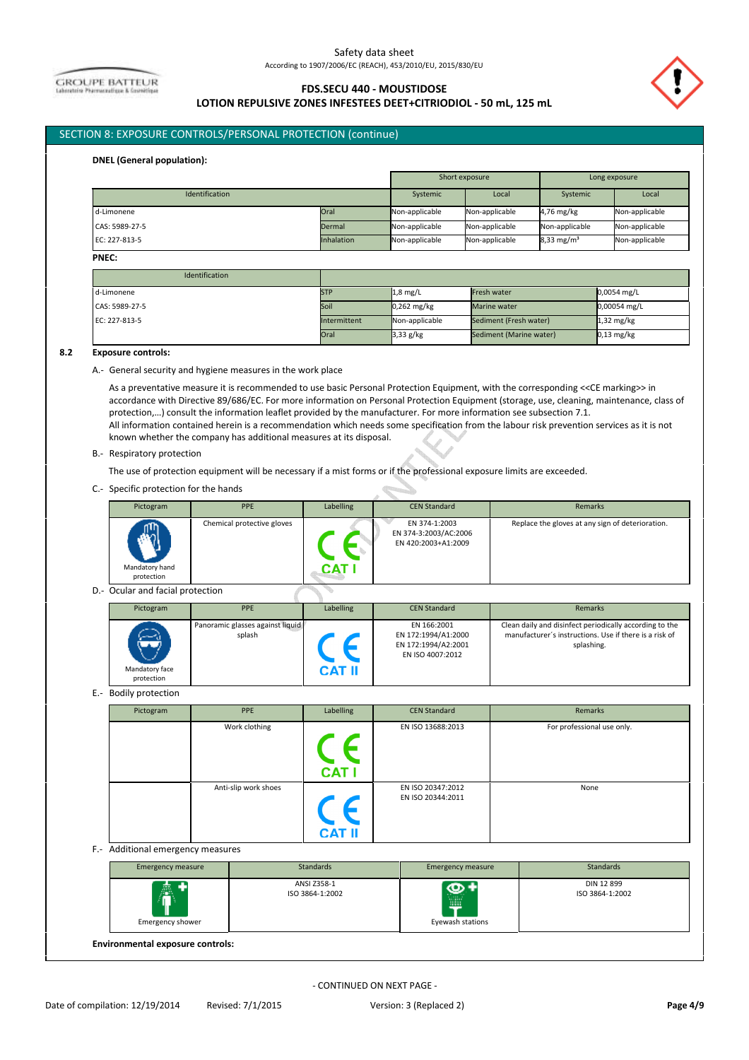## SECTION 8: EXPOSURE CONTROLS/PERSONAL PROTECTION (continue)

**DNEL (General population):**

| Identification | | Short exposure | | Long exposure | |
|---|---|---|---|---|---|
| | | Systemic | Local | Systemic | Local |
| d-Limonene | Oral | Non-applicable | Non-applicable | 4,76 mg/kg | Non-applicable |
| CAS: 5989-27-5 | Dermal | Non-applicable | Non-applicable | Non-applicable | Non-applicable |
| EC: 227-813-5 | Inhalation | Non-applicable | Non-applicable | 8,33 mg/m³ | Non-applicable |

**PNEC:**

| Identification | | | | |
|---|---|---|---|---|
| d-Limonene | STP | 1,8 mg/L | Fresh water | 0,0054 mg/L |
| CAS: 5989-27-5 | Soil | 0,262 mg/kg | Marine water | 0,00054 mg/L |
| EC: 227-813-5 | Intermittent | Non-applicable | Sediment (Fresh water) | 1,32 mg/kg |
| | Oral | 3,33 g/kg | Sediment (Marine water) | 0,13 mg/kg |

**8.2 Exposure controls:**

A.- General security and hygiene measures in the work place

As a preventative measure it is recommended to use basic Personal Protection Equipment, with the corresponding <<CE marking>> in accordance with Directive 89/686/EC. For more information on Personal Protection Equipment (storage, use, cleaning, maintenance, class of protection,…) consult the information leaflet provided by the manufacturer. For more information see subsection 7.1.
All information contained herein is a recommendation which needs some specification from the labour risk prevention services as it is not known whether the company has additional measures at its disposal.

B.- Respiratory protection

The use of protection equipment will be necessary if a mist forms or if the professional exposure limits are exceeded.

C.- Specific protection for the hands

| Pictogram | PPE | Labelling | CEN Standard | Remarks |
|---|---|---|---|---|
| Mandatory hand protection | Chemical protective gloves | CE CAT I | EN 374-1:2003<br>EN 374-3:2003/AC:2006<br>EN 420:2003+A1:2009 | Replace the gloves at any sign of deterioration. |

D.- Ocular and facial protection

| Pictogram | PPE | Labelling | CEN Standard | Remarks |
|---|---|---|---|---|
| Mandatory face protection | Panoramic glasses against liquid splash | CE CAT II | EN 166:2001<br>EN 172:1994/A1:2000<br>EN 172:1994/A2:2001<br>EN ISO 4007:2012 | Clean daily and disinfect periodically according to the manufacturer´s instructions. Use if there is a risk of splashing. |

E.- Bodily protection

| Pictogram | PPE | Labelling | CEN Standard | Remarks |
|---|---|---|---|---|
| | Work clothing | CE CAT I | EN ISO 13688:2013 | For professional use only. |
| | Anti-slip work shoes | CE CAT II | EN ISO 20347:2012<br>EN ISO 20344:2011 | None |

F.- Additional emergency measures

| Emergency measure | Standards | Emergency measure | Standards |
|---|---|---|---|
| Emergency shower | ANSI Z358-1<br>ISO 3864-1:2002 | Eyewash stations | DIN 12 899<br>ISO 3864-1:2002 |

**Environmental exposure controls:**

- CONTINUED ON NEXT PAGE -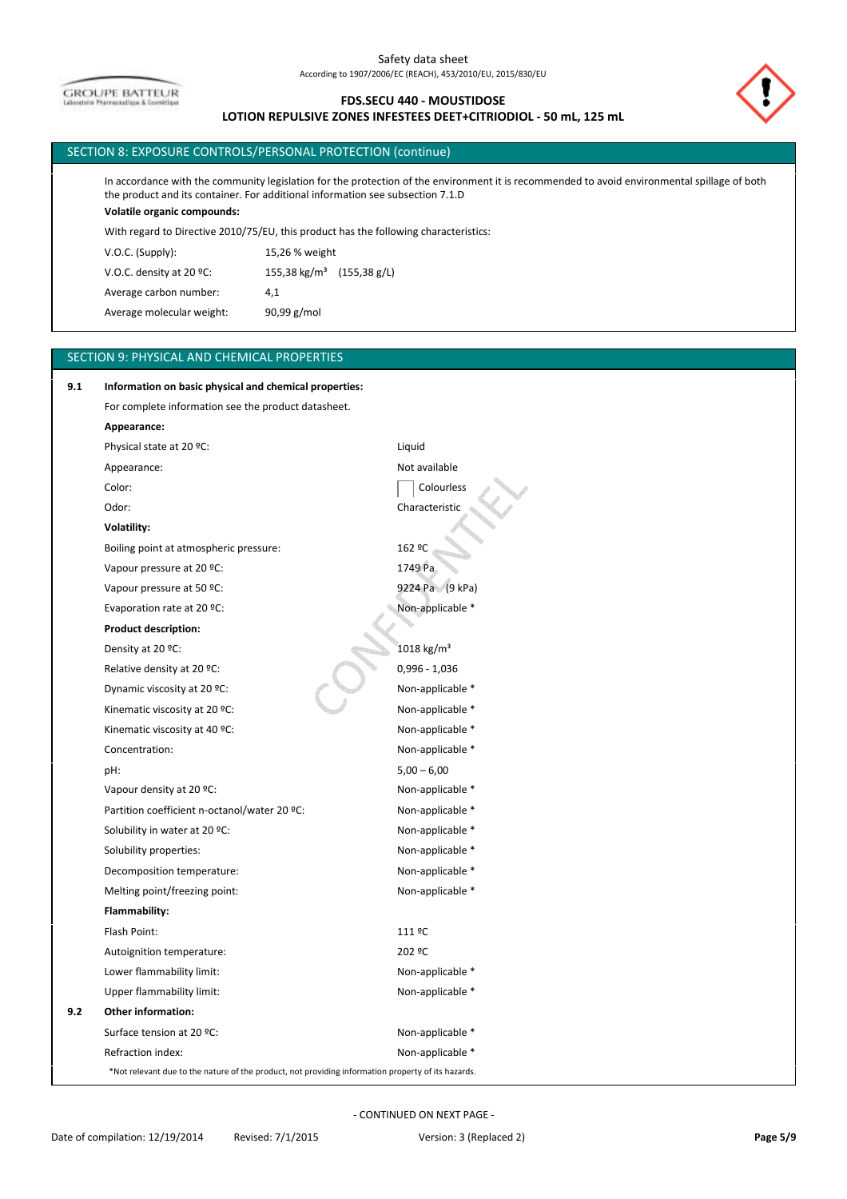## SECTION 8: EXPOSURE CONTROLS/PERSONAL PROTECTION (continue)

In accordance with the community legislation for the protection of the environment it is recommended to avoid environmental spillage of both the product and its container. For additional information see subsection 7.1.D

**Volatile organic compounds:**

With regard to Directive 2010/75/EU, this product has the following characteristics:

| | |
|---|---|
| V.O.C. (Supply): | 15,26 % weight |
| V.O.C. density at 20 ºC: | 155,38 kg/m³ (155,38 g/L) |
| Average carbon number: | 4,1 |
| Average molecular weight: | 90,99 g/mol |

## SECTION 9: PHYSICAL AND CHEMICAL PROPERTIES

**9.1 Information on basic physical and chemical properties:**

For complete information see the product datasheet.

**Appearance:**

| | |
|---|---|
| Physical state at 20 ºC: | Liquid |
| Appearance: | Not available |
| Color: | Colourless |
| Odor: | Characteristic |

**Volatility:**

| | |
|---|---|
| Boiling point at atmospheric pressure: | 162 ºC |
| Vapour pressure at 20 ºC: | 1749 Pa |
| Vapour pressure at 50 ºC: | 9224 Pa (9 kPa) |
| Evaporation rate at 20 ºC: | Non-applicable * |

**Product description:**

| | |
|---|---|
| Density at 20 ºC: | 1018 kg/m³ |
| Relative density at 20 ºC: | 0,996 - 1,036 |
| Dynamic viscosity at 20 ºC: | Non-applicable * |
| Kinematic viscosity at 20 ºC: | Non-applicable * |
| Kinematic viscosity at 40 ºC: | Non-applicable * |
| Concentration: | Non-applicable * |
| pH: | 5,00 – 6,00 |
| Vapour density at 20 ºC: | Non-applicable * |
| Partition coefficient n-octanol/water 20 ºC: | Non-applicable * |
| Solubility in water at 20 ºC: | Non-applicable * |
| Solubility properties: | Non-applicable * |
| Decomposition temperature: | Non-applicable * |
| Melting point/freezing point: | Non-applicable * |

**Flammability:**

| | |
|---|---|
| Flash Point: | 111 ºC |
| Autoignition temperature: | 202 ºC |
| Lower flammability limit: | Non-applicable * |
| Upper flammability limit: | Non-applicable * |

**9.2 Other information:**

| | |
|---|---|
| Surface tension at 20 ºC: | Non-applicable * |
| Refraction index: | Non-applicable * |

*Not relevant due to the nature of the product, not providing information property of its hazards.

- CONTINUED ON NEXT PAGE -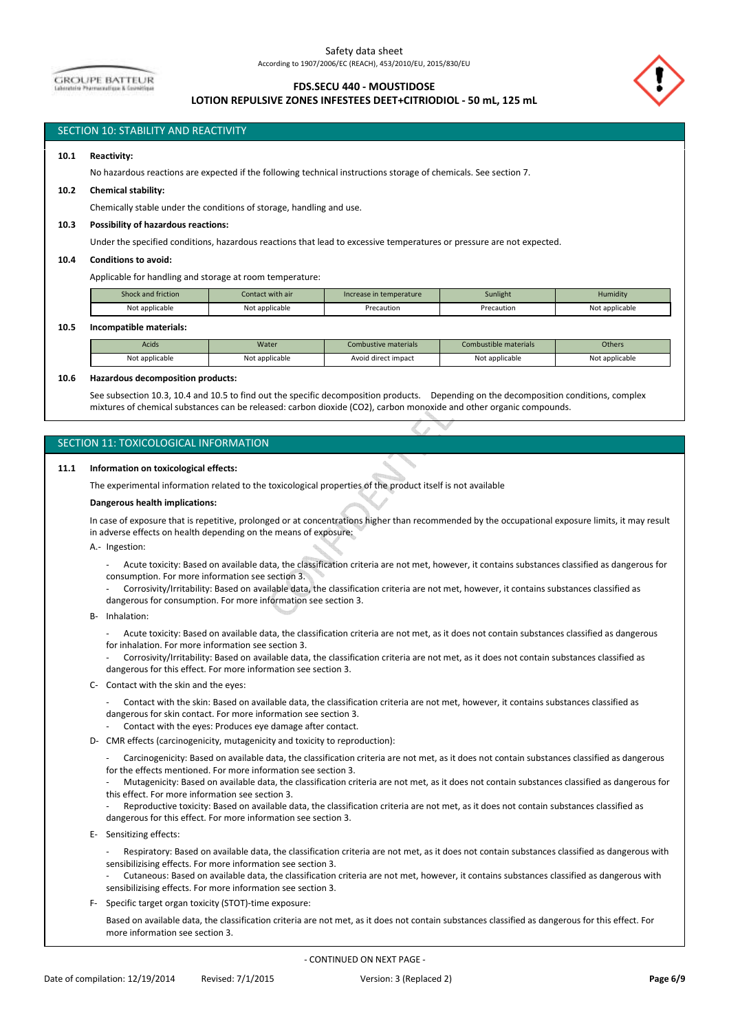## SECTION 10: STABILITY AND REACTIVITY

**10.1 Reactivity:**

No hazardous reactions are expected if the following technical instructions storage of chemicals. See section 7.

**10.2 Chemical stability:**

Chemically stable under the conditions of storage, handling and use.

**10.3 Possibility of hazardous reactions:**

Under the specified conditions, hazardous reactions that lead to excessive temperatures or pressure are not expected.

**10.4 Conditions to avoid:**

Applicable for handling and storage at room temperature:

| Shock and friction | Contact with air | Increase in temperature | Sunlight | Humidity |
|---|---|---|---|---|
| Not applicable | Not applicable | Precaution | Precaution | Not applicable |

**10.5 Incompatible materials:**

| Acids | Water | Combustive materials | Combustible materials | Others |
|---|---|---|---|---|
| Not applicable | Not applicable | Avoid direct impact | Not applicable | Not applicable |

**10.6 Hazardous decomposition products:**

See subsection 10.3, 10.4 and 10.5 to find out the specific decomposition products. Depending on the decomposition conditions, complex mixtures of chemical substances can be released: carbon dioxide ($CO_2$), carbon monoxide and other organic compounds.

## SECTION 11: TOXICOLOGICAL INFORMATION

**11.1 Information on toxicological effects:**

The experimental information related to the toxicological properties of the product itself is not available

**Dangerous health implications:**

In case of exposure that is repetitive, prolonged or at concentrations higher than recommended by the occupational exposure limits, it may result in adverse effects on health depending on the means of exposure:

A.- Ingestion:

- Acute toxicity: Based on available data, the classification criteria are not met, however, it contains substances classified as dangerous for consumption. For more information see section 3.
- Corrosivity/Irritability: Based on available data, the classification criteria are not met, however, it contains substances classified as dangerous for consumption. For more information see section 3.

B- Inhalation:

- Acute toxicity: Based on available data, the classification criteria are not met, as it does not contain substances classified as dangerous for inhalation. For more information see section 3.
- Corrosivity/Irritability: Based on available data, the classification criteria are not met, as it does not contain substances classified as dangerous for this effect. For more information see section 3.

C- Contact with the skin and the eyes:

- Contact with the skin: Based on available data, the classification criteria are not met, however, it contains substances classified as dangerous for skin contact. For more information see section 3.
- Contact with the eyes: Produces eye damage after contact.

D- CMR effects (carcinogenicity, mutagenicity and toxicity to reproduction):

- Carcinogenicity: Based on available data, the classification criteria are not met, as it does not contain substances classified as dangerous for the effects mentioned. For more information see section 3.
- Mutagenicity: Based on available data, the classification criteria are not met, as it does not contain substances classified as dangerous for this effect. For more information see section 3.
- Reproductive toxicity: Based on available data, the classification criteria are not met, as it does not contain substances classified as dangerous for this effect. For more information see section 3.

E- Sensitizing effects:

- Respiratory: Based on available data, the classification criteria are not met, as it does not contain substances classified as dangerous with sensibilizising effects. For more information see section 3.
- Cutaneous: Based on available data, the classification criteria are not met, however, it contains substances classified as dangerous with sensibilizising effects. For more information see section 3.

F- Specific target organ toxicity (STOT)-time exposure:

Based on available data, the classification criteria are not met, as it does not contain substances classified as dangerous for this effect. For more information see section 3.

- CONTINUED ON NEXT PAGE -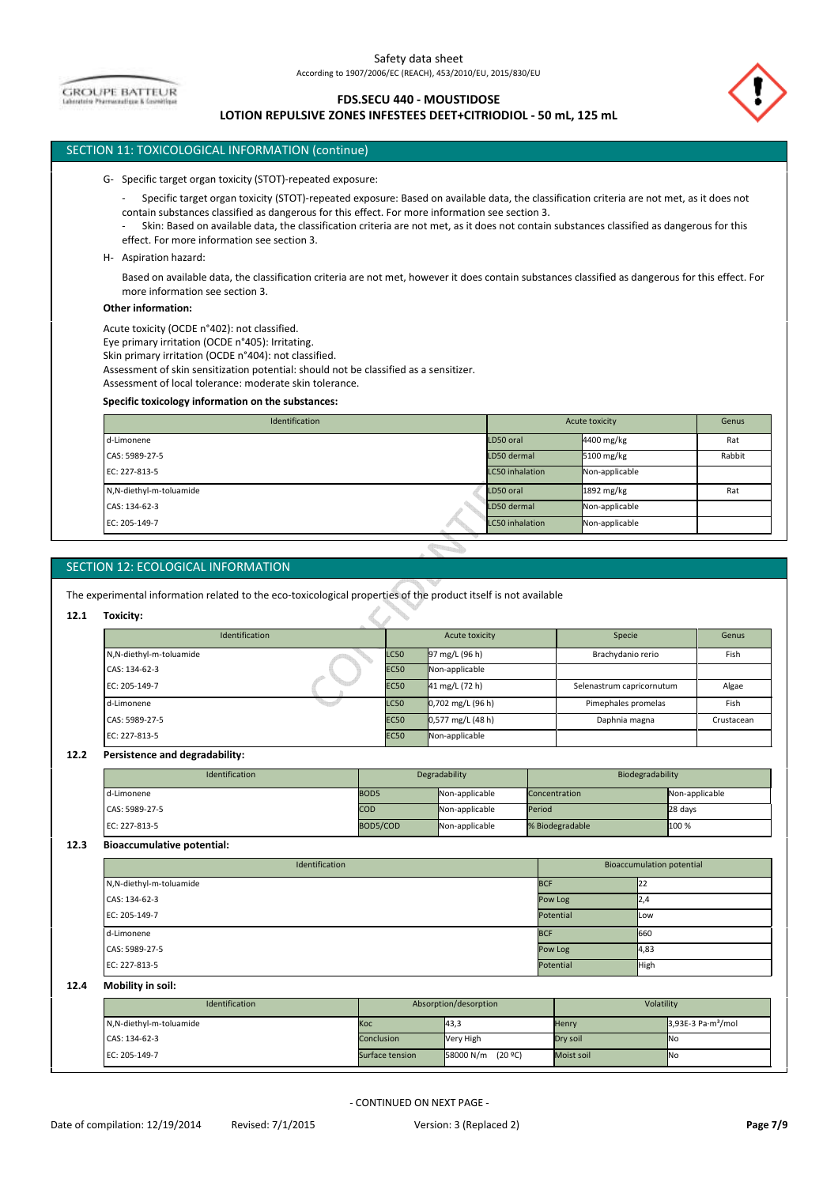## SECTION 11: TOXICOLOGICAL INFORMATION (continue)

G- Specific target organ toxicity (STOT)-repeated exposure:

- Specific target organ toxicity (STOT)-repeated exposure: Based on available data, the classification criteria are not met, as it does not contain substances classified as dangerous for this effect. For more information see section 3.
- Skin: Based on available data, the classification criteria are not met, as it does not contain substances classified as dangerous for this effect. For more information see section 3.

H- Aspiration hazard:

Based on available data, the classification criteria are not met, however it does contain substances classified as dangerous for this effect. For more information see section 3.

**Other information:**

Acute toxicity (OCDE n°402): not classified.
Eye primary irritation (OCDE n°405): Irritating.
Skin primary irritation (OCDE n°404): not classified.
Assessment of skin sensitization potential: should not be classified as a sensitizer.
Assessment of local tolerance: moderate skin tolerance.

**Specific toxicology information on the substances:**

| Identification | Acute toxicity | | Genus |
|---|---|---|---|
| d-Limonene | LD50 oral | 4400 mg/kg | Rat |
| CAS: 5989-27-5 | LD50 dermal | 5100 mg/kg | Rabbit |
| EC: 227-813-5 | LC50 inhalation | Non-applicable | |
| N,N-diethyl-m-toluamide | LD50 oral | 1892 mg/kg | Rat |
| CAS: 134-62-3 | LD50 dermal | Non-applicable | |
| EC: 205-149-7 | LC50 inhalation | Non-applicable | |

## SECTION 12: ECOLOGICAL INFORMATION

The experimental information related to the eco-toxicological properties of the product itself is not available

### 12.1 Toxicity:

| Identification | Acute toxicity | | Specie | Genus |
|---|---|---|---|---|
| N,N-diethyl-m-toluamide | LC50 | 97 mg/L (96 h) | Brachydanio rerio | Fish |
| CAS: 134-62-3 | EC50 | Non-applicable | | |
| EC: 205-149-7 | EC50 | 41 mg/L (72 h) | Selenastrum capricornutum | Algae |
| d-Limonene | LC50 | 0,702 mg/L (96 h) | Pimephales promelas | Fish |
| CAS: 5989-27-5 | EC50 | 0,577 mg/L (48 h) | Daphnia magna | Crustacean |
| EC: 227-813-5 | EC50 | Non-applicable | | |

### 12.2 Persistence and degradability:

| Identification | Degradability | | Biodegradability | |
|---|---|---|---|---|
| d-Limonene | BOD5 | Non-applicable | Concentration | Non-applicable |
| CAS: 5989-27-5 | COD | Non-applicable | Period | 28 days |
| EC: 227-813-5 | BOD5/COD | Non-applicable | % Biodegradable | 100 % |

### 12.3 Bioaccumulative potential:

| Identification | Bioaccumulation potential | |
|---|---|---|
| N,N-diethyl-m-toluamide | BCF | 22 |
| CAS: 134-62-3 | Pow Log | 2,4 |
| EC: 205-149-7 | Potential | Low |
| d-Limonene | BCF | 660 |
| CAS: 5989-27-5 | Pow Log | 4,83 |
| EC: 227-813-5 | Potential | High |

### 12.4 Mobility in soil:

| Identification | Absorption/desorption | | Volatility | |
|---|---|---|---|---|
| N,N-diethyl-m-toluamide | Koc | 43,3 | Henry | 3,93E-3 Pa·m³/mol |
| CAS: 134-62-3 | Conclusion | Very High | Dry soil | No |
| EC: 205-149-7 | Surface tension | 58000 N/m (20 ºC) | Moist soil | No |

- CONTINUED ON NEXT PAGE -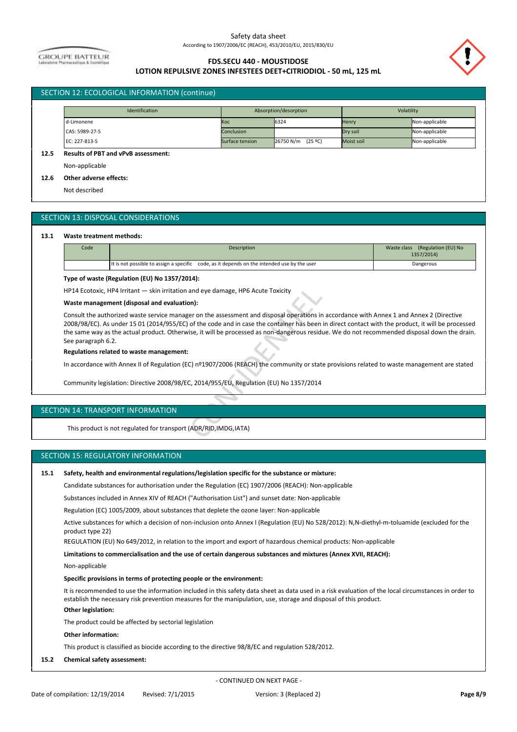## SECTION 12: ECOLOGICAL INFORMATION (continue)

| Identification | Absorption/desorption | | Volatility | |
|---|---|---|---|---|
| d-Limonene | Koc | 6324 | Henry | Non-applicable |
| CAS: 5989-27-5 | Conclusion | | Dry soil | Non-applicable |
| EC: 227-813-5 | Surface tension | 26750 N/m (25 ºC) | Moist soil | Non-applicable |

**12.5 Results of PBT and vPvB assessment:**

Non-applicable

**12.6 Other adverse effects:**

Not described

## SECTION 13: DISPOSAL CONSIDERATIONS

**13.1 Waste treatment methods:**

| Code | Description | Waste class (Regulation (EU) No 1357/2014) |
|---|---|---|
| | It is not possible to assign a specific code, as it depends on the intended use by the user | Dangerous |

**Type of waste (Regulation (EU) No 1357/2014):**

HP14 Ecotoxic, HP4 Irritant — skin irritation and eye damage, HP6 Acute Toxicity

**Waste management (disposal and evaluation):**

Consult the authorized waste service manager on the assessment and disposal operations in accordance with Annex 1 and Annex 2 (Directive 2008/98/EC). As under 15 01 (2014/955/EC) of the code and in case the container has been in direct contact with the product, it will be processed the same way as the actual product. Otherwise, it will be processed as non-dangerous residue. We do not recommended disposal down the drain. See paragraph 6.2.

**Regulations related to waste management:**

In accordance with Annex II of Regulation (EC) nº1907/2006 (REACH) the community or state provisions related to waste management are stated

Community legislation: Directive 2008/98/EC, 2014/955/EU, Regulation (EU) No 1357/2014

## SECTION 14: TRANSPORT INFORMATION

This product is not regulated for transport (ADR/RID,IMDG,IATA)

## SECTION 15: REGULATORY INFORMATION

**15.1 Safety, health and environmental regulations/legislation specific for the substance or mixture:**

Candidate substances for authorisation under the Regulation (EC) 1907/2006 (REACH): Non-applicable

Substances included in Annex XIV of REACH ("Authorisation List") and sunset date: Non-applicable

Regulation (EC) 1005/2009, about substances that deplete the ozone layer: Non-applicable

Active substances for which a decision of non-inclusion onto Annex I (Regulation (EU) No 528/2012): N,N-diethyl-m-toluamide (excluded for the product type 22)

REGULATION (EU) No 649/2012, in relation to the import and export of hazardous chemical products: Non-applicable

**Limitations to commercialisation and the use of certain dangerous substances and mixtures (Annex XVII, REACH):**

Non-applicable

**Specific provisions in terms of protecting people or the environment:**

It is recommended to use the information included in this safety data sheet as data used in a risk evaluation of the local circumstances in order to establish the necessary risk prevention measures for the manipulation, use, storage and disposal of this product.

**Other legislation:**

The product could be affected by sectorial legislation

**Other information:**

This product is classified as biocide according to the directive 98/8/EC and regulation 528/2012.

**15.2 Chemical safety assessment:**

- CONTINUED ON NEXT PAGE -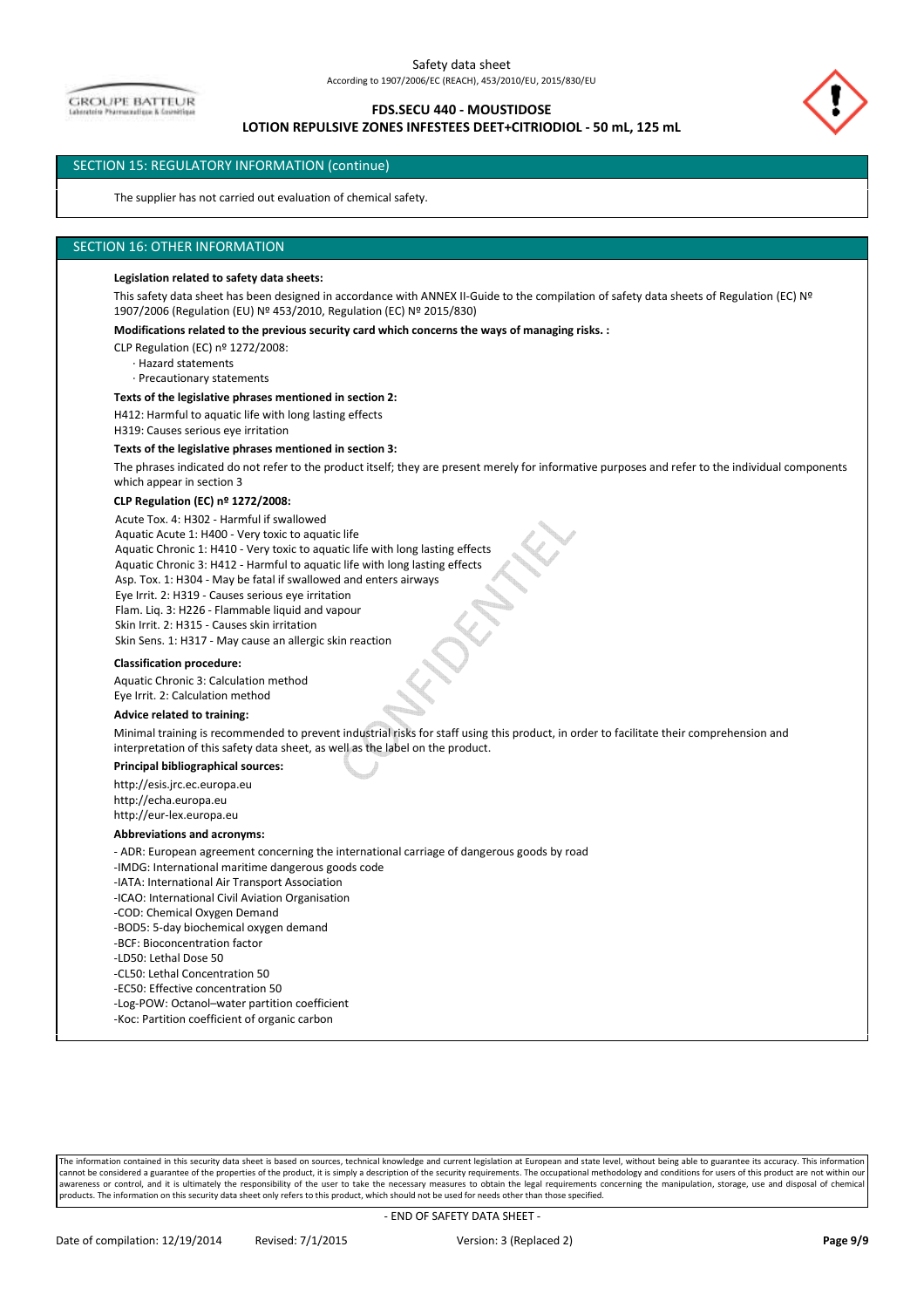## SECTION 15: REGULATORY INFORMATION (continue)

The supplier has not carried out evaluation of chemical safety.

## SECTION 16: OTHER INFORMATION

**Legislation related to safety data sheets:**

This safety data sheet has been designed in accordance with ANNEX II-Guide to the compilation of safety data sheets of Regulation (EC) Nº 1907/2006 (Regulation (EU) Nº 453/2010, Regulation (EC) Nº 2015/830)

**Modifications related to the previous security card which concerns the ways of managing risks. :**

CLP Regulation (EC) nº 1272/2008:

· Hazard statements
· Precautionary statements

**Texts of the legislative phrases mentioned in section 2:**

H412: Harmful to aquatic life with long lasting effects
H319: Causes serious eye irritation

**Texts of the legislative phrases mentioned in section 3:**

The phrases indicated do not refer to the product itself; they are present merely for informative purposes and refer to the individual components which appear in section 3

**CLP Regulation (EC) nº 1272/2008:**

Acute Tox. 4: H302 - Harmful if swallowed
Aquatic Acute 1: H400 - Very toxic to aquatic life
Aquatic Chronic 1: H410 - Very toxic to aquatic life with long lasting effects
Aquatic Chronic 3: H412 - Harmful to aquatic life with long lasting effects
Asp. Tox. 1: H304 - May be fatal if swallowed and enters airways
Eye Irrit. 2: H319 - Causes serious eye irritation
Flam. Liq. 3: H226 - Flammable liquid and vapour
Skin Irrit. 2: H315 - Causes skin irritation
Skin Sens. 1: H317 - May cause an allergic skin reaction

**Classification procedure:**

Aquatic Chronic 3: Calculation method
Eye Irrit. 2: Calculation method

**Advice related to training:**

Minimal training is recommended to prevent industrial risks for staff using this product, in order to facilitate their comprehension and interpretation of this safety data sheet, as well as the label on the product.

**Principal bibliographical sources:**

http://esis.jrc.ec.europa.eu
http://echa.europa.eu
http://eur-lex.europa.eu

**Abbreviations and acronyms:**

- ADR: European agreement concerning the international carriage of dangerous goods by road
-IMDG: International maritime dangerous goods code
-IATA: International Air Transport Association
-ICAO: International Civil Aviation Organisation
-COD: Chemical Oxygen Demand
-BOD5: 5-day biochemical oxygen demand
-BCF: Bioconcentration factor
-LD50: Lethal Dose 50
-CL50: Lethal Concentration 50
-EC50: Effective concentration 50
-Log-POW: Octanol–water partition coefficient
-Koc: Partition coefficient of organic carbon

The information contained in this security data sheet is based on sources, technical knowledge and current legislation at European and state level, without being able to guarantee its accuracy. This information cannot be considered a guarantee of the properties of the product, it is simply a description of the security requirements. The occupational methodology and conditions for users of this product are not within our awareness or control, and it is ultimately the responsibility of the user to take the necessary measures to obtain the legal requirements concerning the manipulation, storage, use and disposal of chemical products. The information on this security data sheet only refers to this product, which should not be used for needs other than those specified.

- END OF SAFETY DATA SHEET -